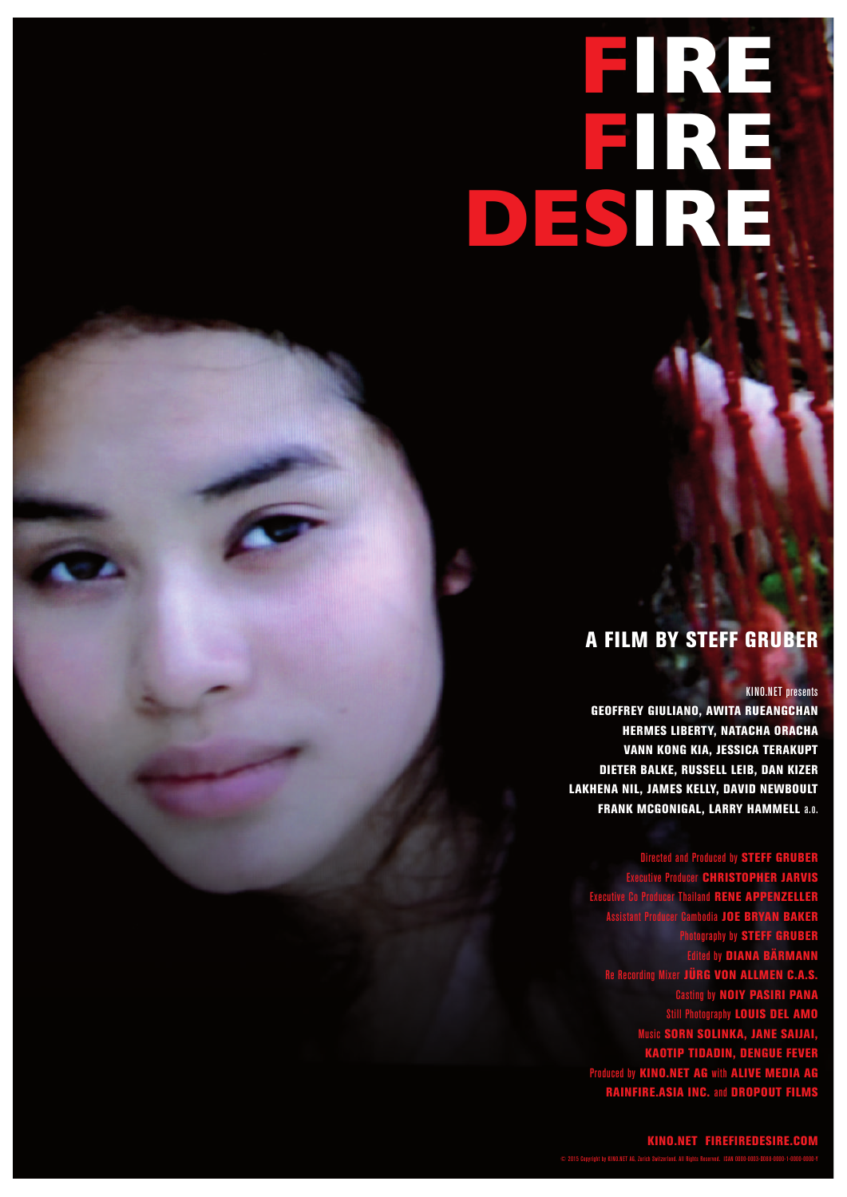# FIRE FIRE DESIRE

## A FILM BY STEFF GRUBER

KINO.NET presents

**GEOFFREY GIULIANO, AWITA RUEANGCHAN**
**HERMES LIBERTY, NATACHA ORACHA**
**VANN KONG KIA, JESSICA TERAKUPT**
**DIETER BALKE, RUSSELL LEIB, DAN KIZER**
**LAKHENA NIL, JAMES KELLY, DAVID NEWBOULT**
**FRANK MCGONIGAL, LARRY HAMMELL** a.o.

Directed and Produced by **STEFF GRUBER**
Executive Producer **CHRISTOPHER JARVIS**
Executive Co Producer Thailand **RENE APPENZELLER**
Assistant Producer Cambodia **JOE BRYAN BAKER**
Photography by **STEFF GRUBER**
Edited by **DIANA BÄRMANN**
Re Recording Mixer **JÜRG VON ALLMEN C.A.S.**
Casting by **NOIY PASIRI PANA**
Still Photography **LOUIS DEL AMO**
Music **SORN SOLINKA, JANE SAIJAI, KAOTIP TIDADIN, DENGUE FEVER**
Produced by **KINO.NET AG** with **ALIVE MEDIA AG**
**RAINFIRE.ASIA INC.** and **DROPOUT FILMS**

**KINO.NET FIREFIREDESIRE.COM**

© 2015 Copyright by KINO.NET AG, Zurich Switzerland. All Rights Reserved. ISAN 0000-0003-D0B8-0000-1-0000-0000-Y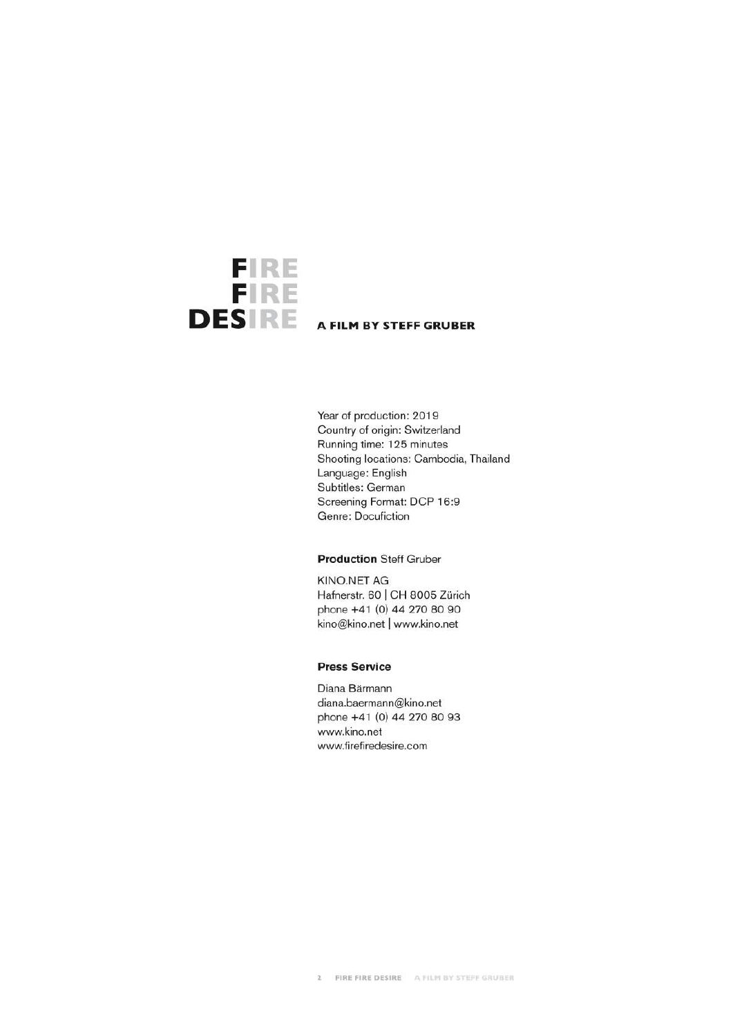# FIRE FIRE DESIRE

**A FILM BY STEFF GRUBER**

Year of production: 2019
Country of origin: Switzerland
Running time: 125 minutes
Shooting locations: Cambodia, Thailand
Language: English
Subtitles: German
Screening Format: DCP 16:9
Genre: Docufiction

**Production** Steff Gruber

KINO.NET AG
Hafnerstr. 60 | CH 8005 Zürich
phone +41 (0) 44 270 80 90
kino@kino.net | www.kino.net

**Press Service**

Diana Bärmann
diana.baermann@kino.net
phone +41 (0) 44 270 80 93
www.kino.net
www.firefiredesire.com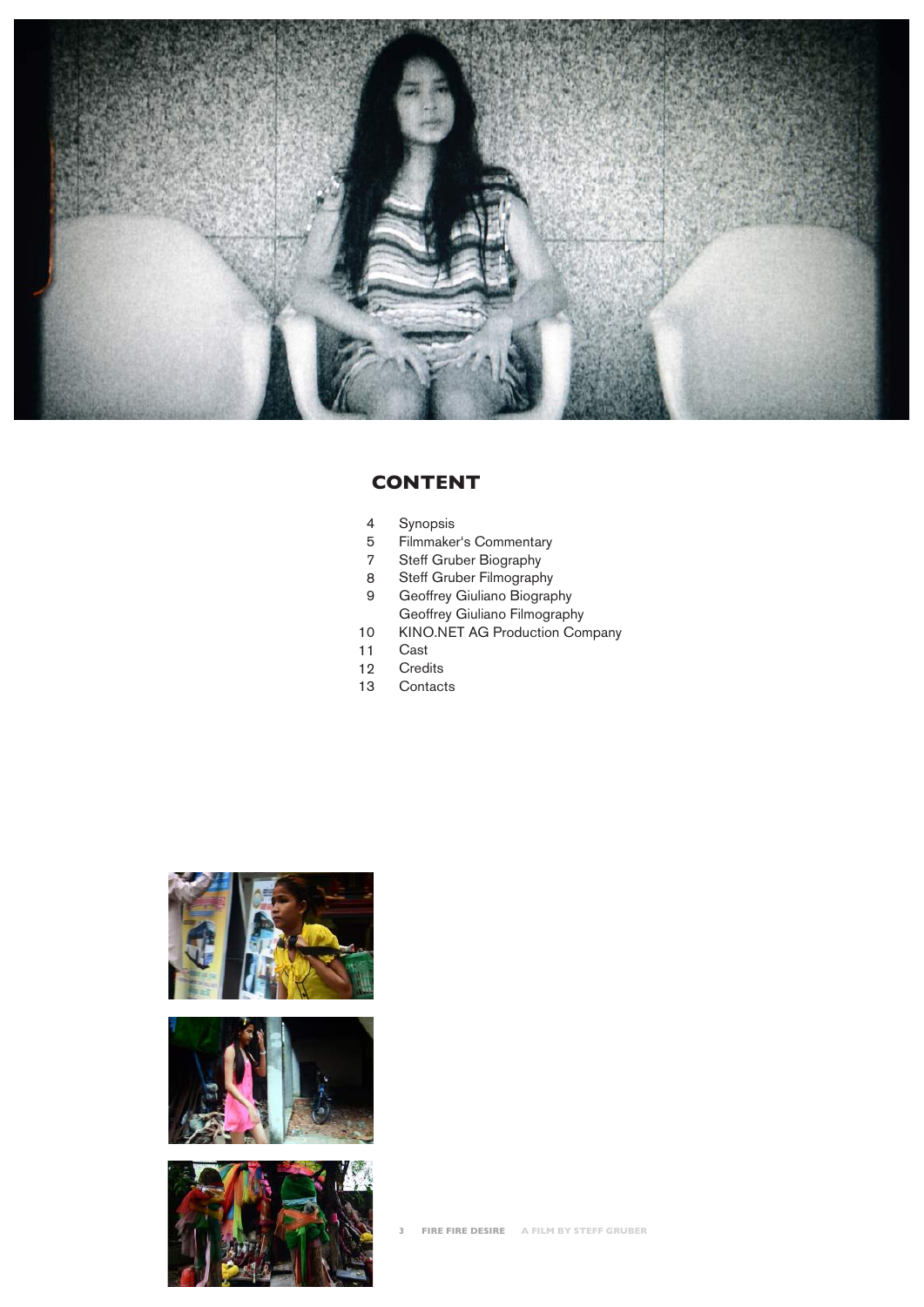## CONTENT

- 4 Synopsis
- 5 Filmmaker's Commentary
- 7 Steff Gruber Biography
- 8 Steff Gruber Filmography
- 9 Geoffrey Giuliano Biography
- Geoffrey Giuliano Filmography
- 10 KINO.NET AG Production Company
- 11 Cast
- 12 Credits
- 13 Contacts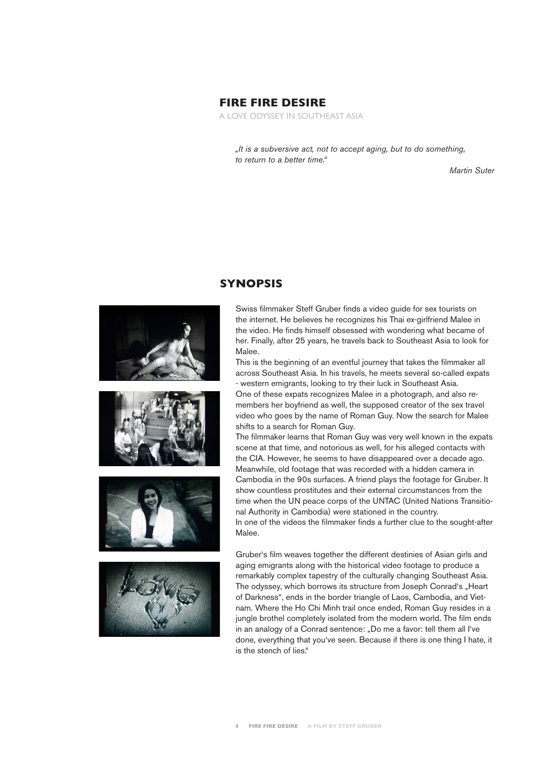# FIRE FIRE DESIRE

A LOVE ODYSSEY IN SOUTHEAST ASIA

> *„It is a subversive act, not to accept aging, but to do something, to return to a better time."*
>
> *Martin Suter*

## SYNOPSIS

Swiss filmmaker Steff Gruber finds a video guide for sex tourists on the internet. He believes he recognizes his Thai ex-girlfriend Malee in the video. He finds himself obsessed with wondering what became of her. Finally, after 25 years, he travels back to Southeast Asia to look for Malee.

This is the beginning of an eventful journey that takes the filmmaker all across Southeast Asia. In his travels, he meets several so-called expats - western emigrants, looking to try their luck in Southeast Asia. One of these expats recognizes Malee in a photograph, and also remembers her boyfriend as well, the supposed creator of the sex travel video who goes by the name of Roman Guy. Now the search for Malee shifts to a search for Roman Guy.

The filmmaker learns that Roman Guy was very well known in the expats scene at that time, and notorious as well, for his alleged contacts with the CIA. However, he seems to have disappeared over a decade ago. Meanwhile, old footage that was recorded with a hidden camera in Cambodia in the 90s surfaces. A friend plays the footage for Gruber. It show countless prostitutes and their external circumstances from the time when the UN peace corps of the UNTAC (United Nations Transitional Authority in Cambodia) were stationed in the country.

In one of the videos the filmmaker finds a further clue to the sought-after Malee.

Gruber's film weaves together the different destinies of Asian girls and aging emigrants along with the historical video footage to produce a remarkably complex tapestry of the culturally changing Southeast Asia. The odyssey, which borrows its structure from Joseph Conrad's „Heart of Darkness", ends in the border triangle of Laos, Cambodia, and Vietnam. Where the Ho Chi Minh trail once ended, Roman Guy resides in a jungle brothel completely isolated from the modern world. The film ends in an analogy of a Conrad sentence: „Do me a favor: tell them all I've done, everything that you've seen. Because if there is one thing I hate, it is the stench of lies."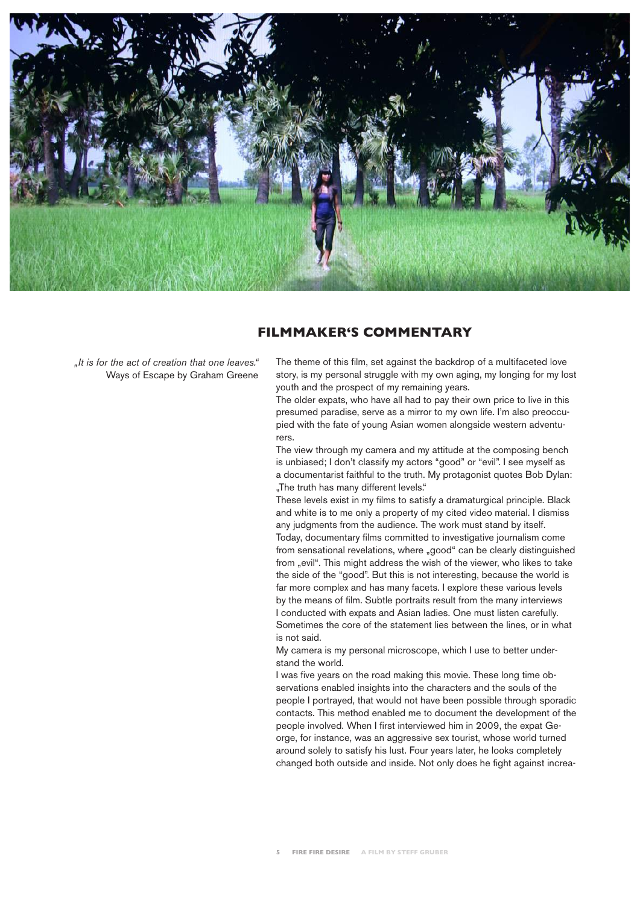## FILMMAKER'S COMMENTARY

*„It is for the act of creation that one leaves."*
Ways of Escape by Graham Greene

The theme of this film, set against the backdrop of a multifaceted love story, is my personal struggle with my own aging, my longing for my lost youth and the prospect of my remaining years.

The older expats, who have all had to pay their own price to live in this presumed paradise, serve as a mirror to my own life. I'm also preoccupied with the fate of young Asian women alongside western adventurers.

The view through my camera and my attitude at the composing bench is unbiased; I don't classify my actors "good" or "evil". I see myself as a documentarist faithful to the truth. My protagonist quotes Bob Dylan: „The truth has many different levels."

These levels exist in my films to satisfy a dramaturgical principle. Black and white is to me only a property of my cited video material. I dismiss any judgments from the audience. The work must stand by itself.

Today, documentary films committed to investigative journalism come from sensational revelations, where „good" can be clearly distinguished from „evil". This might address the wish of the viewer, who likes to take the side of the "good". But this is not interesting, because the world is far more complex and has many facets. I explore these various levels by the means of film. Subtle portraits result from the many interviews I conducted with expats and Asian ladies. One must listen carefully. Sometimes the core of the statement lies between the lines, or in what is not said.

My camera is my personal microscope, which I use to better understand the world.

I was five years on the road making this movie. These long time observations enabled insights into the characters and the souls of the people I portrayed, that would not have been possible through sporadic contacts. This method enabled me to document the development of the people involved. When I first interviewed him in 2009, the expat George, for instance, was an aggressive sex tourist, whose world turned around solely to satisfy his lust. Four years later, he looks completely changed both outside and inside. Not only does he fight against increa-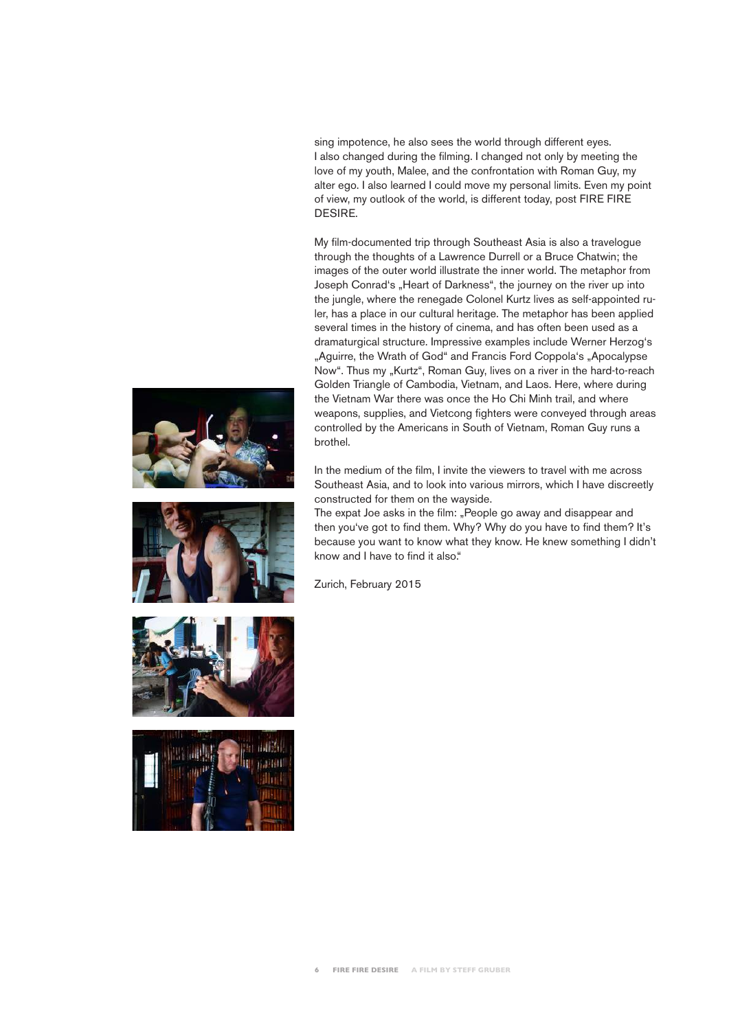sing impotence, he also sees the world through different eyes.
I also changed during the filming. I changed not only by meeting the love of my youth, Malee, and the confrontation with Roman Guy, my alter ego. I also learned I could move my personal limits. Even my point of view, my outlook of the world, is different today, post FIRE FIRE DESIRE.

My film-documented trip through Southeast Asia is also a travelogue through the thoughts of a Lawrence Durrell or a Bruce Chatwin; the images of the outer world illustrate the inner world. The metaphor from Joseph Conrad's „Heart of Darkness", the journey on the river up into the jungle, where the renegade Colonel Kurtz lives as self-appointed ruler, has a place in our cultural heritage. The metaphor has been applied several times in the history of cinema, and has often been used as a dramaturgical structure. Impressive examples include Werner Herzog's „Aguirre, the Wrath of God" and Francis Ford Coppola's „Apocalypse Now". Thus my „Kurtz", Roman Guy, lives on a river in the hard-to-reach Golden Triangle of Cambodia, Vietnam, and Laos. Here, where during the Vietnam War there was once the Ho Chi Minh trail, and where weapons, supplies, and Vietcong fighters were conveyed through areas controlled by the Americans in South of Vietnam, Roman Guy runs a brothel.

In the medium of the film, I invite the viewers to travel with me across Southeast Asia, and to look into various mirrors, which I have discreetly constructed for them on the wayside.
The expat Joe asks in the film: „People go away and disappear and then you've got to find them. Why? Why do you have to find them? It's because you want to know what they know. He knew something I didn't know and I have to find it also."

Zurich, February 2015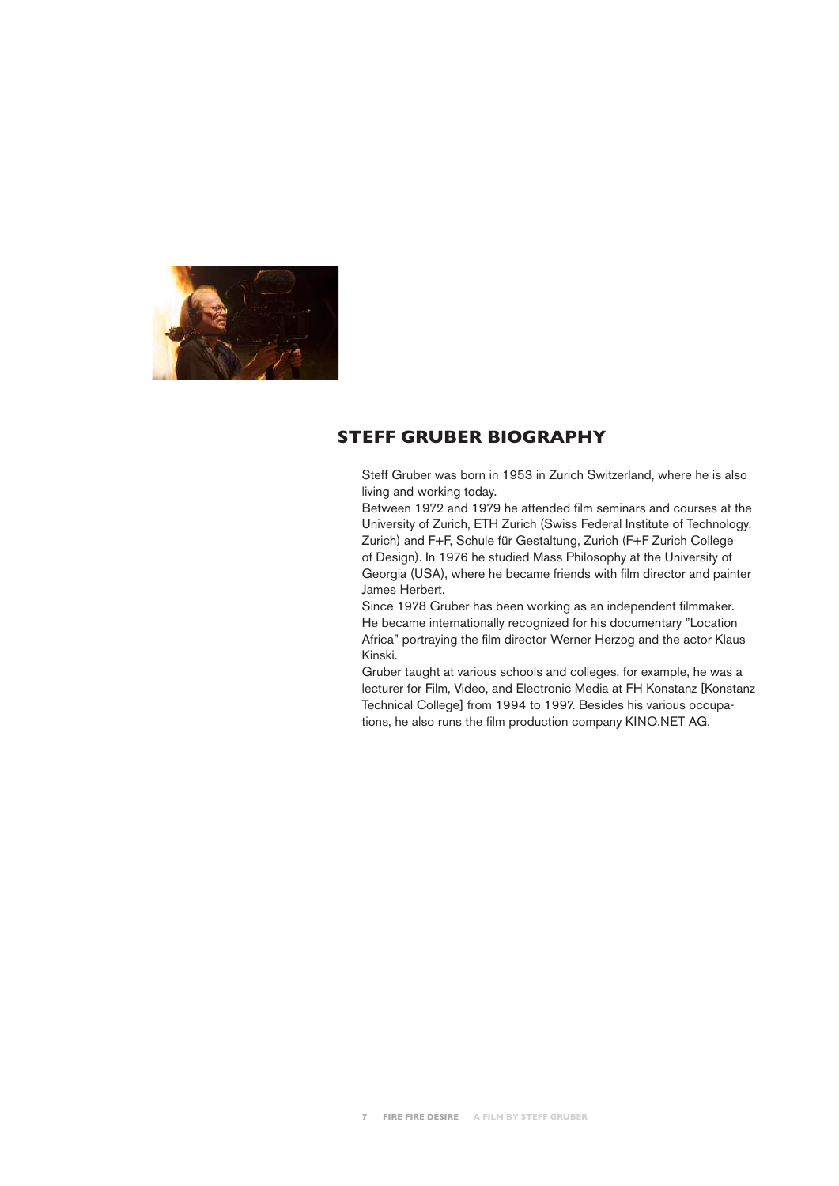## STEFF GRUBER BIOGRAPHY

Steff Gruber was born in 1953 in Zurich Switzerland, where he is also living and working today.

Between 1972 and 1979 he attended film seminars and courses at the University of Zurich, ETH Zurich (Swiss Federal Institute of Technology, Zurich) and F+F, Schule für Gestaltung, Zurich (F+F Zurich College of Design). In 1976 he studied Mass Philosophy at the University of Georgia (USA), where he became friends with film director and painter James Herbert.

Since 1978 Gruber has been working as an independent filmmaker. He became internationally recognized for his documentary "Location Africa" portraying the film director Werner Herzog and the actor Klaus Kinski.

Gruber taught at various schools and colleges, for example, he was a lecturer for Film, Video, and Electronic Media at FH Konstanz [Konstanz Technical College] from 1994 to 1997. Besides his various occupations, he also runs the film production company KINO.NET AG.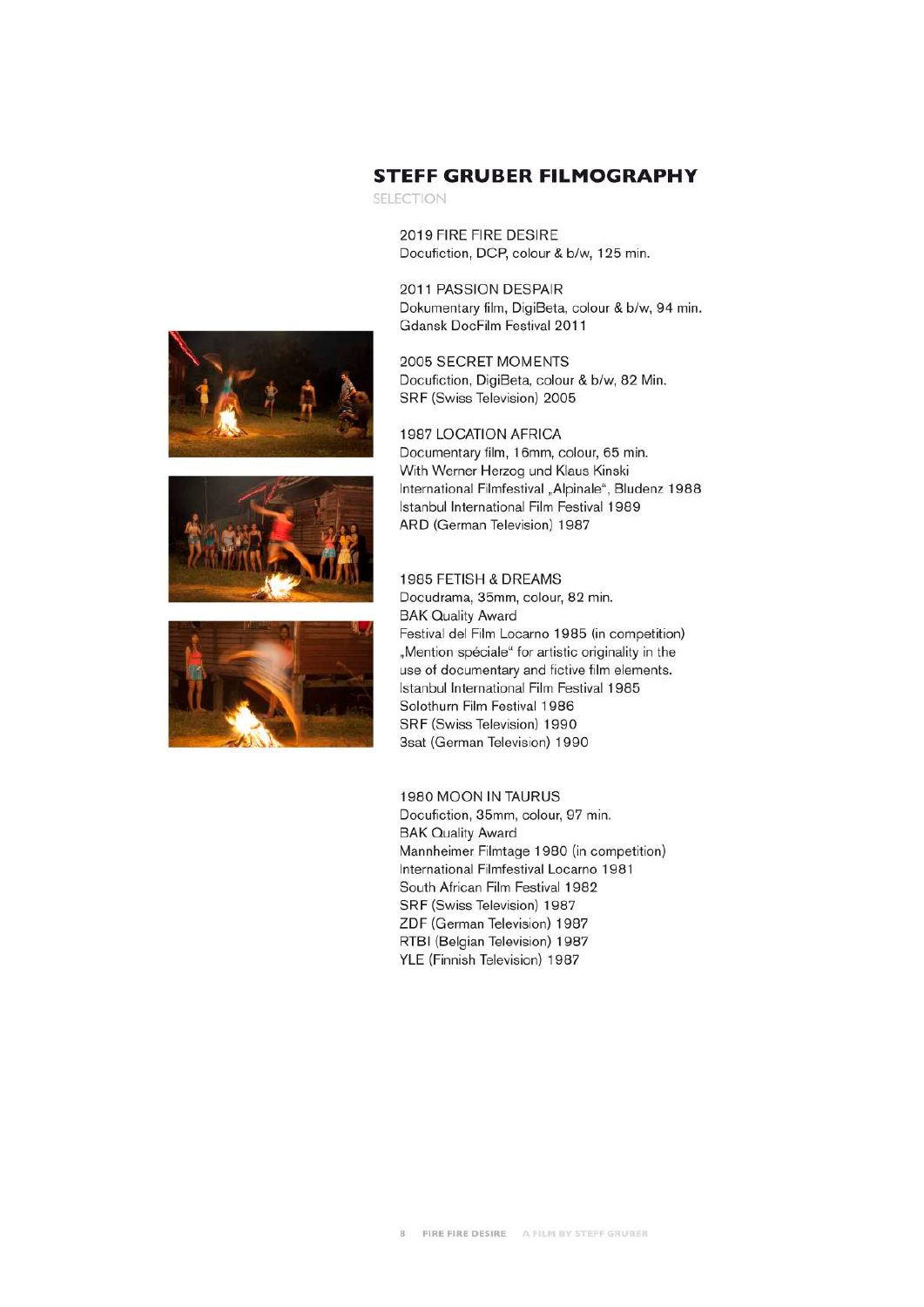## STEFF GRUBER FILMOGRAPHY

SELECTION

2019 FIRE FIRE DESIRE
Docufiction, DCP, colour & b/w, 125 min.

2011 PASSION DESPAIR
Dokumentary film, DigiBeta, colour & b/w, 94 min.
Gdansk DocFilm Festival 2011

2005 SECRET MOMENTS
Docufiction, DigiBeta, colour & b/w, 82 Min.
SRF (Swiss Television) 2005

1987 LOCATION AFRICA
Documentary film, 16mm, colour, 65 min.
With Werner Herzog und Klaus Kinski
International Filmfestival „Alpinale", Bludenz 1988
Istanbul International Film Festival 1989
ARD (German Television) 1987

1985 FETISH & DREAMS
Docudrama, 35mm, colour, 82 min.
BAK Quality Award
Festival del Film Locarno 1985 (in competition)
„Mention spéciale" for artistic originality in the use of documentary and fictive film elements.
Istanbul International Film Festival 1985
Solothurn Film Festival 1986
SRF (Swiss Television) 1990
3sat (German Television) 1990

1980 MOON IN TAURUS
Docufiction, 35mm, colour, 97 min.
BAK Quality Award
Mannheimer Filmtage 1980 (in competition)
International Filmfestival Locarno 1981
South African Film Festival 1982
SRF (Swiss Television) 1987
ZDF (German Television) 1987
RTBI (Belgian Television) 1987
YLE (Finnish Television) 1987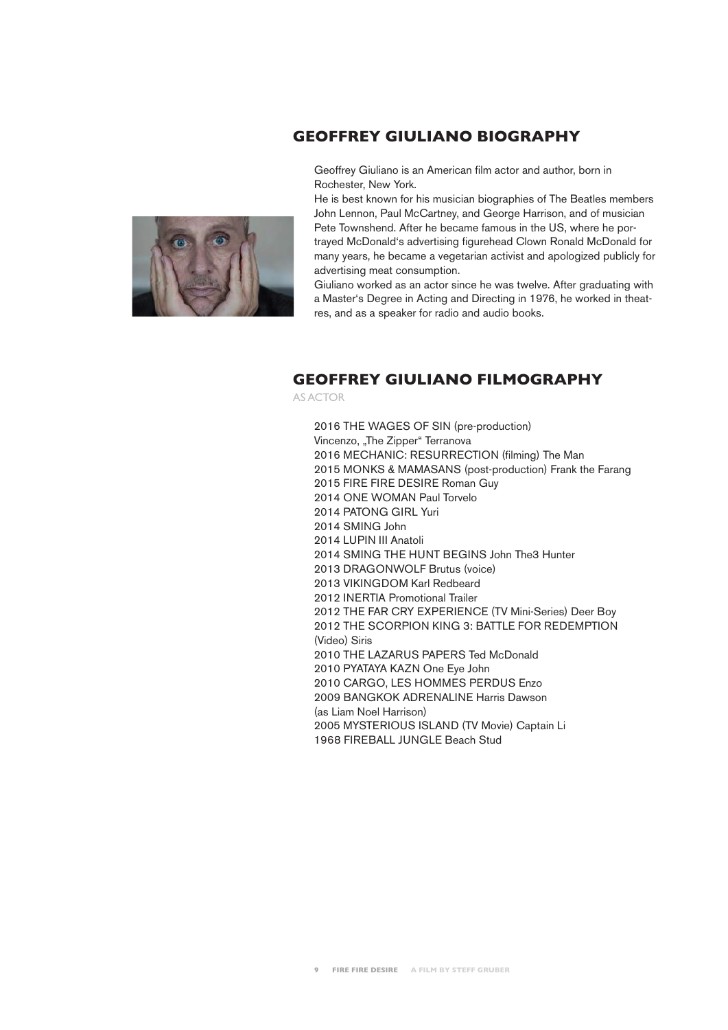## GEOFFREY GIULIANO BIOGRAPHY

Geoffrey Giuliano is an American film actor and author, born in Rochester, New York.
He is best known for his musician biographies of The Beatles members John Lennon, Paul McCartney, and George Harrison, and of musician Pete Townshend. After he became famous in the US, where he portrayed McDonald's advertising figurehead Clown Ronald McDonald for many years, he became a vegetarian activist and apologized publicly for advertising meat consumption.
Giuliano worked as an actor since he was twelve. After graduating with a Master's Degree in Acting and Directing in 1976, he worked in theatres, and as a speaker for radio and audio books.

## GEOFFREY GIULIANO FILMOGRAPHY

AS ACTOR

2016 THE WAGES OF SIN (pre-production)
Vincenzo, „The Zipper" Terranova
2016 MECHANIC: RESURRECTION (filming) The Man
2015 MONKS & MAMASANS (post-production) Frank the Farang
2015 FIRE FIRE DESIRE Roman Guy
2014 ONE WOMAN Paul Torvelo
2014 PATONG GIRL Yuri
2014 SMING John
2014 LUPIN III Anatoli
2014 SMING THE HUNT BEGINS John The3 Hunter
2013 DRAGONWOLF Brutus (voice)
2013 VIKINGDOM Karl Redbeard
2012 INERTIA Promotional Trailer
2012 THE FAR CRY EXPERIENCE (TV Mini-Series) Deer Boy
2012 THE SCORPION KING 3: BATTLE FOR REDEMPTION (Video) Siris
2010 THE LAZARUS PAPERS Ted McDonald
2010 PYATAYA KAZN One Eye John
2010 CARGO, LES HOMMES PERDUS Enzo
2009 BANGKOK ADRENALINE Harris Dawson
(as Liam Noel Harrison)
2005 MYSTERIOUS ISLAND (TV Movie) Captain Li
1968 FIREBALL JUNGLE Beach Stud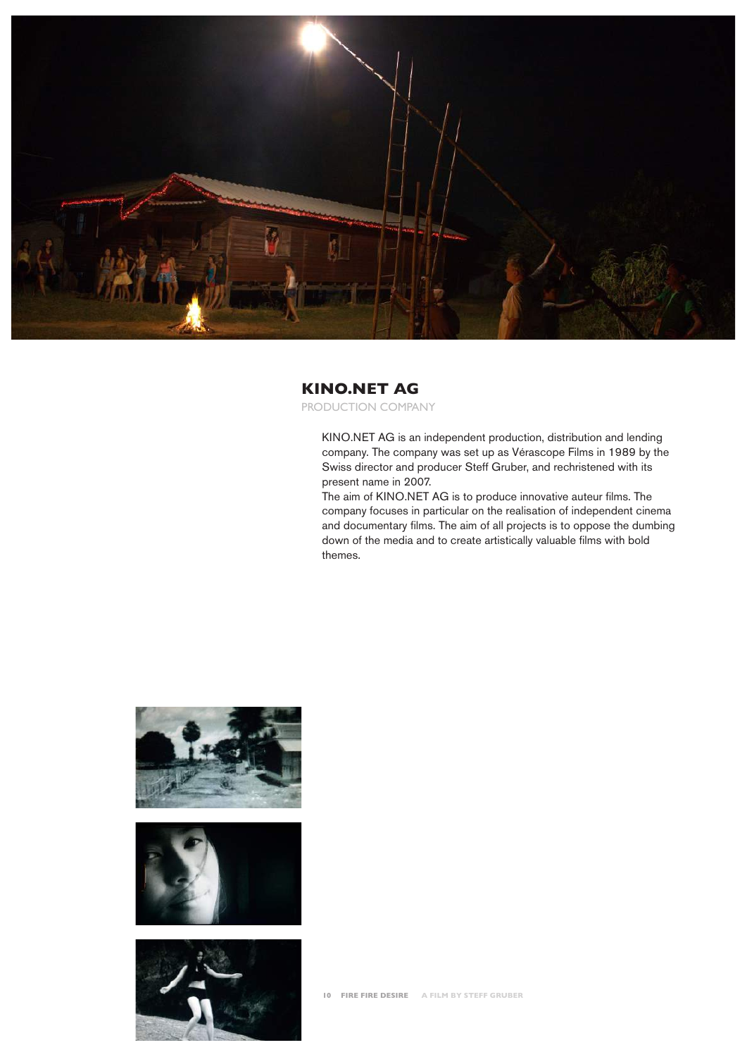## KINO.NET AG

PRODUCTION COMPANY

KINO.NET AG is an independent production, distribution and lending company. The company was set up as Vérascope Films in 1989 by the Swiss director and producer Steff Gruber, and rechristened with its present name in 2007.
The aim of KINO.NET AG is to produce innovative auteur films. The company focuses in particular on the realisation of independent cinema and documentary films. The aim of all projects is to oppose the dumbing down of the media and to create artistically valuable films with bold themes.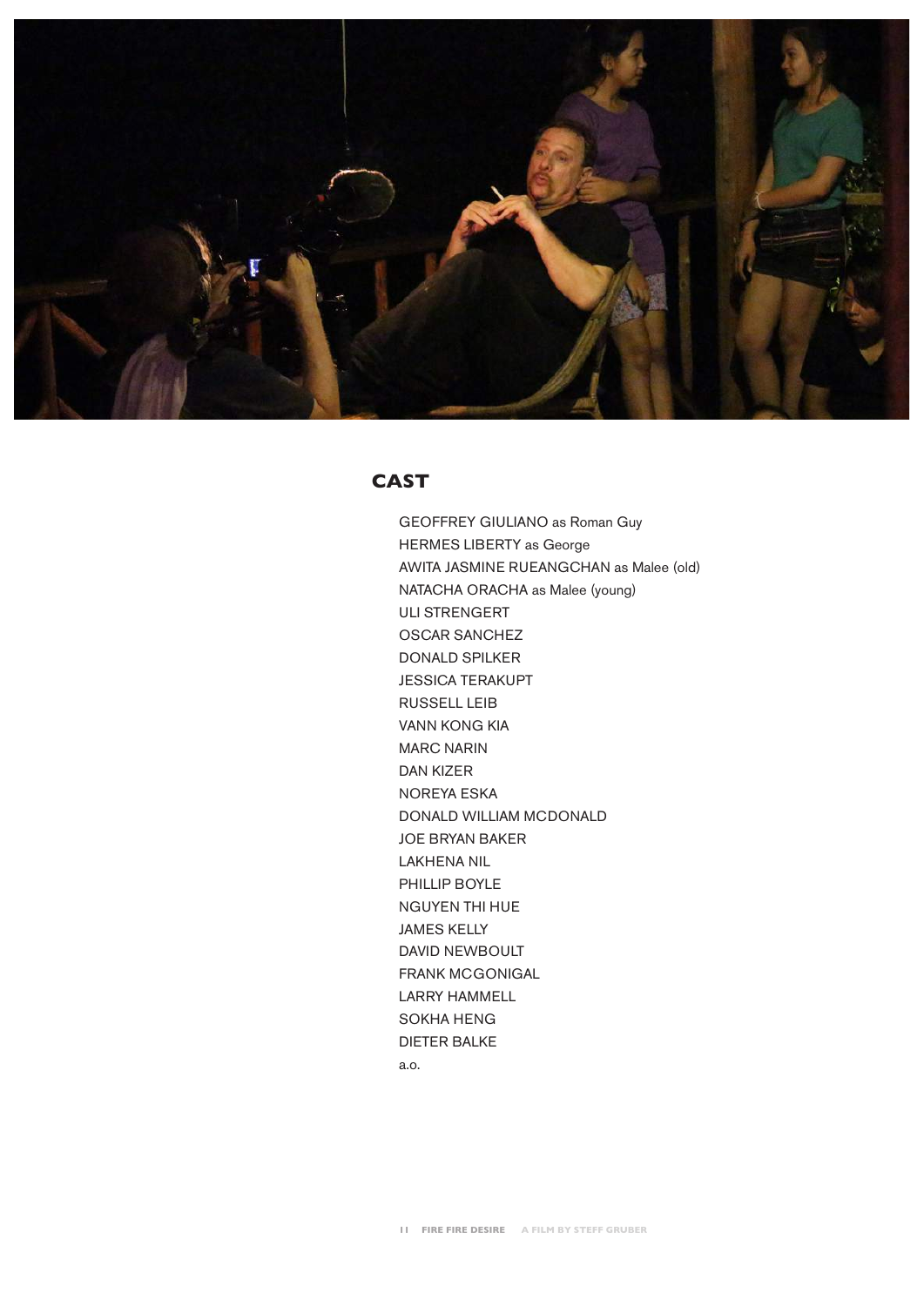## CAST

GEOFFREY GIULIANO as Roman Guy
HERMES LIBERTY as George
AWITA JASMINE RUEANGCHAN as Malee (old)
NATACHA ORACHA as Malee (young)
ULI STRENGERT
OSCAR SANCHEZ
DONALD SPILKER
JESSICA TERAKUPT
RUSSELL LEIB
VANN KONG KIA
MARC NARIN
DAN KIZER
NOREYA ESKA
DONALD WILLIAM MCDONALD
JOE BRYAN BAKER
LAKHENA NIL
PHILLIP BOYLE
NGUYEN THI HUE
JAMES KELLY
DAVID NEWBOULT
FRANK MCGONIGAL
LARRY HAMMELL
SOKHA HENG
DIETER BALKE
a.o.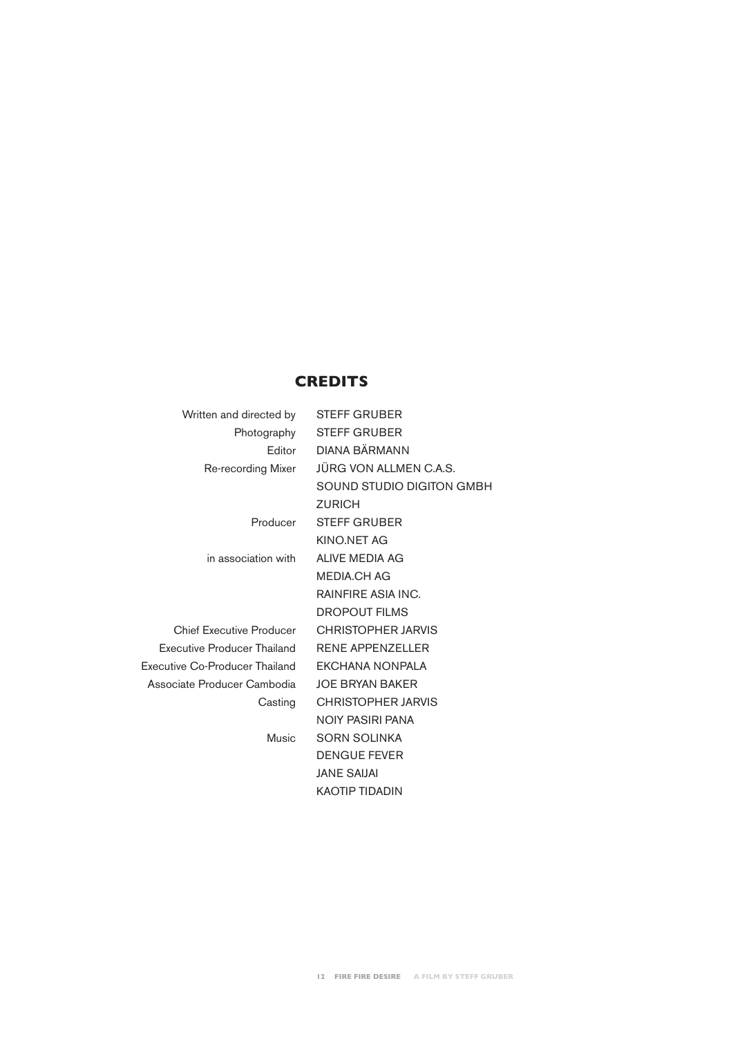## CREDITS

| | |
|---|---|
| Written and directed by | STEFF GRUBER |
| Photography | STEFF GRUBER |
| Editor | DIANA BÄRMANN |
| Re-recording Mixer | JÜRG VON ALLMEN C.A.S. |
| | SOUND STUDIO DIGITON GMBH |
| | ZURICH |
| Producer | STEFF GRUBER |
| | KINO.NET AG |
| in association with | ALIVE MEDIA AG |
| | MEDIA.CH AG |
| | RAINFIRE ASIA INC. |
| | DROPOUT FILMS |
| Chief Executive Producer | CHRISTOPHER JARVIS |
| Executive Producer Thailand | RENE APPENZELLER |
| Executive Co-Producer Thailand | EKCHANA NONPALA |
| Associate Producer Cambodia | JOE BRYAN BAKER |
| Casting | CHRISTOPHER JARVIS |
| | NOIY PASIRI PANA |
| Music | SORN SOLINKA |
| | DENGUE FEVER |
| | JANE SAIJAI |
| | KAOTIP TIDADIN |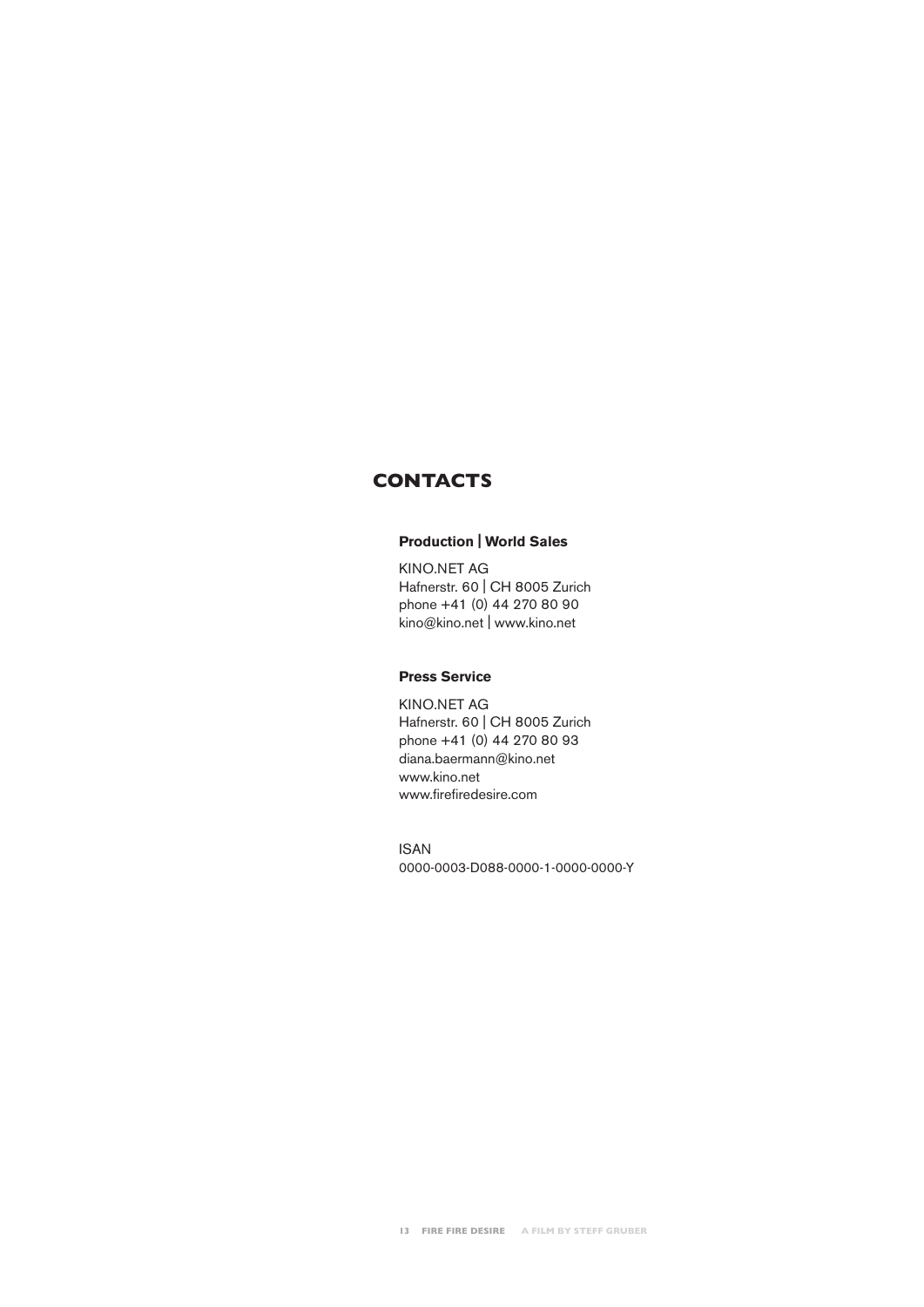## CONTACTS

### Production | World Sales

KINO.NET AG
Hafnerstr. 60 | CH 8005 Zurich
phone +41 (0) 44 270 80 90
kino@kino.net | www.kino.net

### Press Service

KINO.NET AG
Hafnerstr. 60 | CH 8005 Zurich
phone +41 (0) 44 270 80 93
diana.baermann@kino.net
www.kino.net
www.firefiredesire.com

ISAN
0000-0003-D088-0000-1-0000-0000-Y